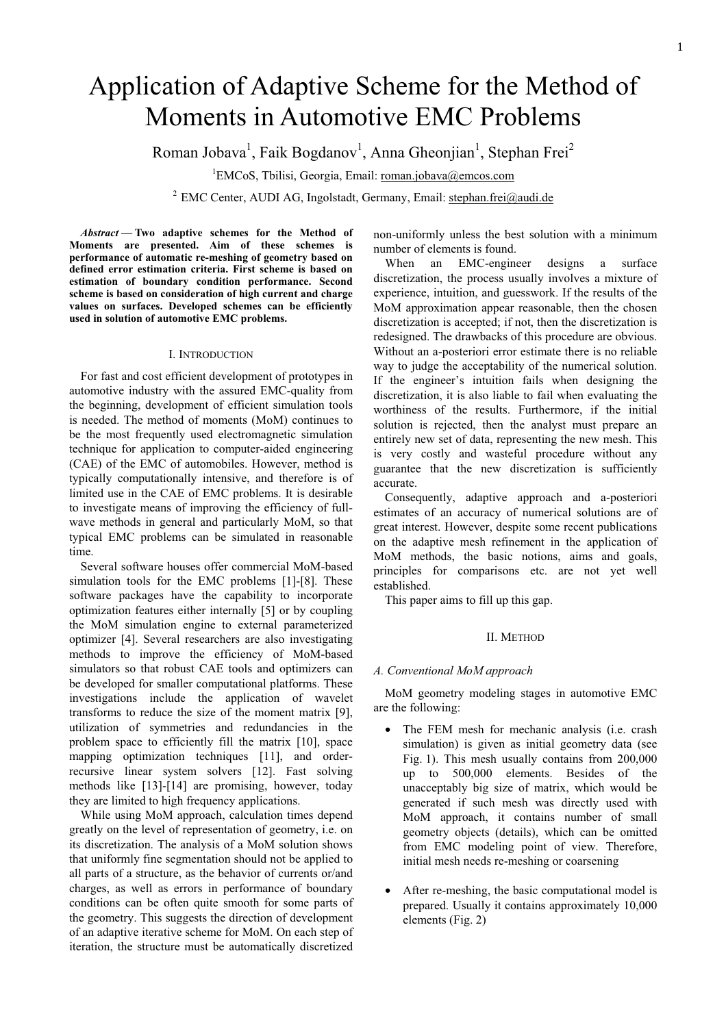# Application of Adaptive Scheme for the Method of Moments in Automotive EMC Problems

Roman Jobava[1], Faik Bogdanov[1], Anna Gheonjian[1], Stephan Frei[2]

[1]EMCoS, Tbilisi, Georgia, Email: roman.jobava@emcos.com

[2] EMC Center, AUDI AG, Ingolstadt, Germany, Email: stephan.frei@audi.de

***Abstract* — Two adaptive schemes for the Method of Moments are presented. Aim of these schemes is performance of automatic re-meshing of geometry based on defined error estimation criteria. First scheme is based on estimation of boundary condition performance. Second scheme is based on consideration of high current and charge values on surfaces. Developed schemes can be efficiently used in solution of automotive EMC problems.**

## I. Introduction

For fast and cost efficient development of prototypes in automotive industry with the assured EMC-quality from the beginning, development of efficient simulation tools is needed. The method of moments (MoM) continues to be the most frequently used electromagnetic simulation technique for application to computer-aided engineering (CAE) of the EMC of automobiles. However, method is typically computationally intensive, and therefore is of limited use in the CAE of EMC problems. It is desirable to investigate means of improving the efficiency of full-wave methods in general and particularly MoM, so that typical EMC problems can be simulated in reasonable time.

Several software houses offer commercial MoM-based simulation tools for the EMC problems [1]-[8]. These software packages have the capability to incorporate optimization features either internally [5] or by coupling the MoM simulation engine to external parameterized optimizer [4]. Several researchers are also investigating methods to improve the efficiency of MoM-based simulators so that robust CAE tools and optimizers can be developed for smaller computational platforms. These investigations include the application of wavelet transforms to reduce the size of the moment matrix [9], utilization of symmetries and redundancies in the problem space to efficiently fill the matrix [10], space mapping optimization techniques [11], and order-recursive linear system solvers [12]. Fast solving methods like [13]-[14] are promising, however, today they are limited to high frequency applications.

While using MoM approach, calculation times depend greatly on the level of representation of geometry, i.e. on its discretization. The analysis of a MoM solution shows that uniformly fine segmentation should not be applied to all parts of a structure, as the behavior of currents or/and charges, as well as errors in performance of boundary conditions can be often quite smooth for some parts of the geometry. This suggests the direction of development of an adaptive iterative scheme for MoM. On each step of iteration, the structure must be automatically discretized non-uniformly unless the best solution with a minimum number of elements is found.

When an EMC-engineer designs a surface discretization, the process usually involves a mixture of experience, intuition, and guesswork. If the results of the MoM approximation appear reasonable, then the chosen discretization is accepted; if not, then the discretization is redesigned. The drawbacks of this procedure are obvious. Without an a-posteriori error estimate there is no reliable way to judge the acceptability of the numerical solution. If the engineer's intuition fails when designing the discretization, it is also liable to fail when evaluating the worthiness of the results. Furthermore, if the initial solution is rejected, then the analyst must prepare an entirely new set of data, representing the new mesh. This is very costly and wasteful procedure without any guarantee that the new discretization is sufficiently accurate.

Consequently, adaptive approach and a-posteriori estimates of an accuracy of numerical solutions are of great interest. However, despite some recent publications on the adaptive mesh refinement in the application of MoM methods, the basic notions, aims and goals, principles for comparisons etc. are not yet well established.

This paper aims to fill up this gap.

## II. Method

### A. Conventional MoM approach

MoM geometry modeling stages in automotive EMC are the following:

- The FEM mesh for mechanic analysis (i.e. crash simulation) is given as initial geometry data (see Fig. 1). This mesh usually contains from 200,000 up to 500,000 elements. Besides of the unacceptably big size of matrix, which would be generated if such mesh was directly used with MoM approach, it contains number of small geometry objects (details), which can be omitted from EMC modeling point of view. Therefore, initial mesh needs re-meshing or coarsening

- After re-meshing, the basic computational model is prepared. Usually it contains approximately 10,000 elements (Fig. 2)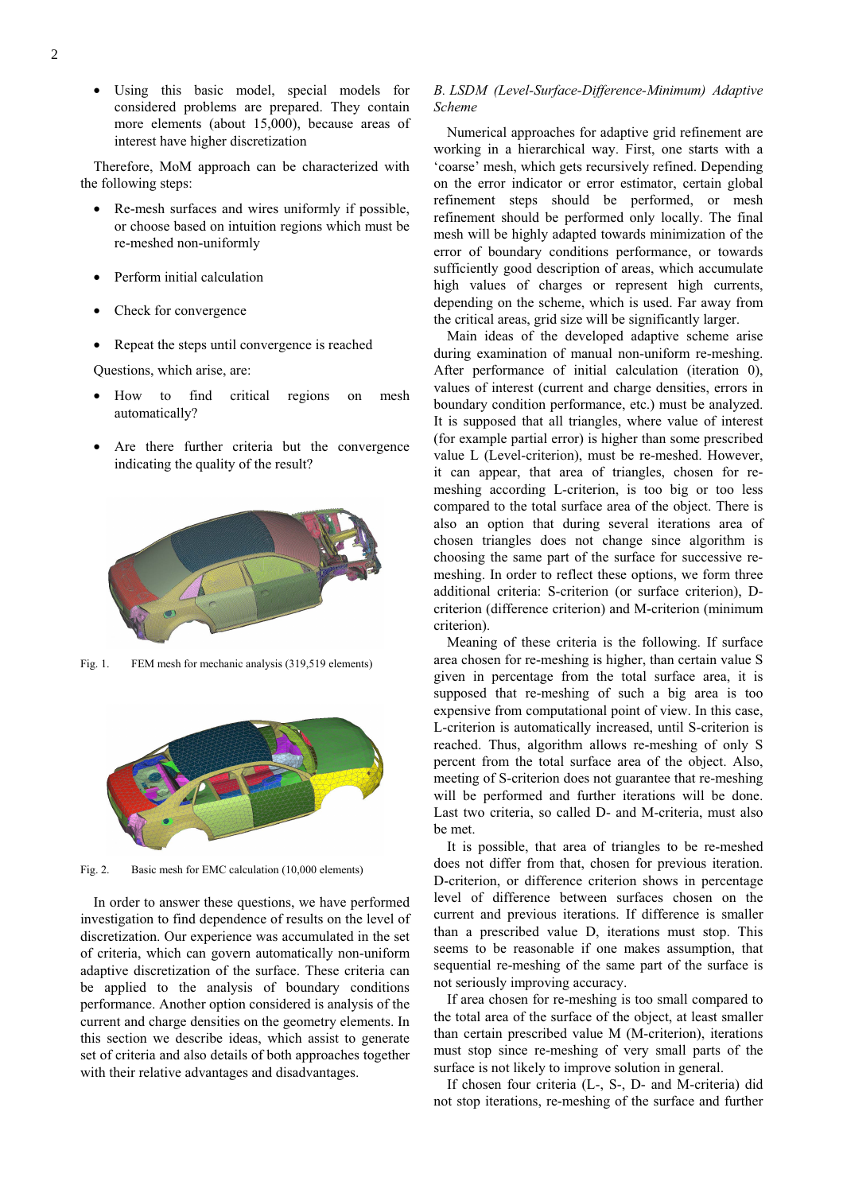- Using this basic model, special models for considered problems are prepared. They contain more elements (about 15,000), because areas of interest have higher discretization

Therefore, MoM approach can be characterized with the following steps:

- Re-mesh surfaces and wires uniformly if possible, or choose based on intuition regions which must be re-meshed non-uniformly
- Perform initial calculation
- Check for convergence
- Repeat the steps until convergence is reached

Questions, which arise, are:

- How to find critical regions on mesh automatically?
- Are there further criteria but the convergence indicating the quality of the result?

Fig. 1. FEM mesh for mechanic analysis (319,519 elements)

Fig. 2. Basic mesh for EMC calculation (10,000 elements)

In order to answer these questions, we have performed investigation to find dependence of results on the level of discretization. Our experience was accumulated in the set of criteria, which can govern automatically non-uniform adaptive discretization of the surface. These criteria can be applied to the analysis of boundary conditions performance. Another option considered is analysis of the current and charge densities on the geometry elements. In this section we describe ideas, which assist to generate set of criteria and also details of both approaches together with their relative advantages and disadvantages.

### *B. LSDM (Level-Surface-Difference-Minimum) Adaptive Scheme*

Numerical approaches for adaptive grid refinement are working in a hierarchical way. First, one starts with a 'coarse' mesh, which gets recursively refined. Depending on the error indicator or error estimator, certain global refinement steps should be performed, or mesh refinement should be performed only locally. The final mesh will be highly adapted towards minimization of the error of boundary conditions performance, or towards sufficiently good description of areas, which accumulate high values of charges or represent high currents, depending on the scheme, which is used. Far away from the critical areas, grid size will be significantly larger.

Main ideas of the developed adaptive scheme arise during examination of manual non-uniform re-meshing. After performance of initial calculation (iteration 0), values of interest (current and charge densities, errors in boundary condition performance, etc.) must be analyzed. It is supposed that all triangles, where value of interest (for example partial error) is higher than some prescribed value L (Level-criterion), must be re-meshed. However, it can appear, that area of triangles, chosen for re-meshing according L-criterion, is too big or too less compared to the total surface area of the object. There is also an option that during several iterations area of chosen triangles does not change since algorithm is choosing the same part of the surface for successive re-meshing. In order to reflect these options, we form three additional criteria: S-criterion (or surface criterion), D-criterion (difference criterion) and M-criterion (minimum criterion).

Meaning of these criteria is the following. If surface area chosen for re-meshing is higher, than certain value S given in percentage from the total surface area, it is supposed that re-meshing of such a big area is too expensive from computational point of view. In this case, L-criterion is automatically increased, until S-criterion is reached. Thus, algorithm allows re-meshing of only S percent from the total surface area of the object. Also, meeting of S-criterion does not guarantee that re-meshing will be performed and further iterations will be done. Last two criteria, so called D- and M-criteria, must also be met.

It is possible, that area of triangles to be re-meshed does not differ from that, chosen for previous iteration. D-criterion, or difference criterion shows in percentage level of difference between surfaces chosen on the current and previous iterations. If difference is smaller than a prescribed value D, iterations must stop. This seems to be reasonable if one makes assumption, that sequential re-meshing of the same part of the surface is not seriously improving accuracy.

If area chosen for re-meshing is too small compared to the total area of the surface of the object, at least smaller than certain prescribed value M (M-criterion), iterations must stop since re-meshing of very small parts of the surface is not likely to improve solution in general.

If chosen four criteria (L-, S-, D- and M-criteria) did not stop iterations, re-meshing of the surface and further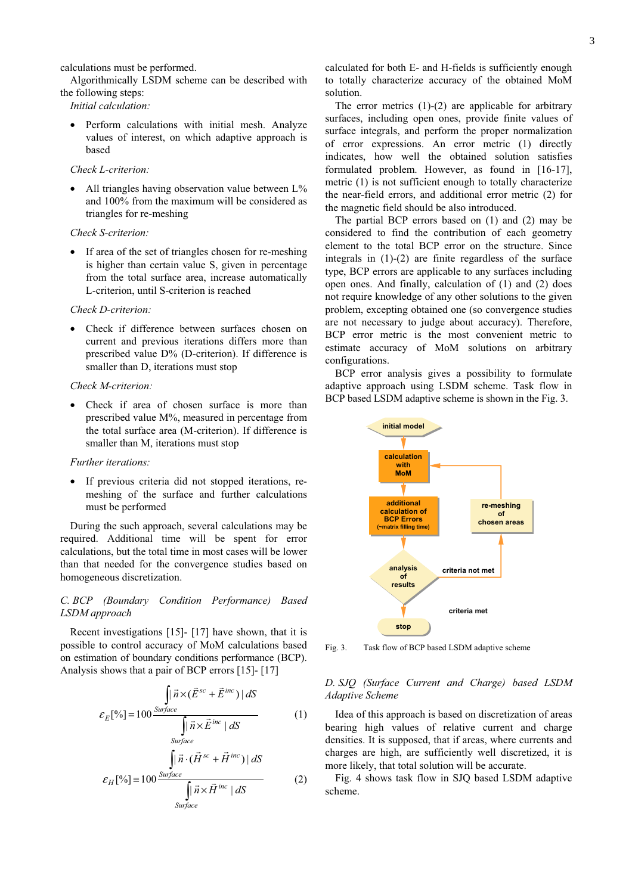calculations must be performed.

Algorithmically LSDM scheme can be described with the following steps:

*Initial calculation:*

- Perform calculations with initial mesh. Analyze values of interest, on which adaptive approach is based

*Check L-criterion:*

- All triangles having observation value between L% and 100% from the maximum will be considered as triangles for re-meshing

*Check S-criterion:*

- If area of the set of triangles chosen for re-meshing is higher than certain value S, given in percentage from the total surface area, increase automatically L-criterion, until S-criterion is reached

*Check D-criterion:*

- Check if difference between surfaces chosen on current and previous iterations differs more than prescribed value D% (D-criterion). If difference is smaller than D, iterations must stop

*Check M-criterion:*

- Check if area of chosen surface is more than prescribed value M%, measured in percentage from the total surface area (M-criterion). If difference is smaller than M, iterations must stop

*Further iterations:*

- If previous criteria did not stopped iterations, re-meshing of the surface and further calculations must be performed

During the such approach, several calculations may be required. Additional time will be spent for error calculations, but the total time in most cases will be lower than that needed for the convergence studies based on homogeneous discretization.

*C. BCP (Boundary Condition Performance) Based LSDM approach*

Recent investigations [15]- [17] have shown, that it is possible to control accuracy of MoM calculations based on estimation of boundary conditions performance (BCP). Analysis shows that a pair of BCP errors [15]- [17]

$$\varepsilon_E[\%] = 100 \frac{\int\limits_{Surface} |\vec{n} \times (\vec{E}^{sc} + \vec{E}^{inc})| \, dS}{\int\limits_{Surface} |\vec{n} \times \vec{E}^{inc}| \, dS} \qquad (1)$$

$$\varepsilon_H[\%] \equiv 100 \frac{\int\limits_{Surface} |\vec{n} \cdot (\vec{H}^{sc} + \vec{H}^{inc})| \, dS}{\int\limits_{Surface} |\vec{n} \times \vec{H}^{inc}| \, dS} \qquad (2)$$

calculated for both E- and H-fields is sufficiently enough to totally characterize accuracy of the obtained MoM solution.

The error metrics (1)-(2) are applicable for arbitrary surfaces, including open ones, provide finite values of surface integrals, and perform the proper normalization of error expressions. An error metric (1) directly indicates, how well the obtained solution satisfies formulated problem. However, as found in [16-17], metric (1) is not sufficient enough to totally characterize the near-field errors, and additional error metric (2) for the magnetic field should be also introduced.

The partial BCP errors based on (1) and (2) may be considered to find the contribution of each geometry element to the total BCP error on the structure. Since integrals in (1)-(2) are finite regardless of the surface type, BCP errors are applicable to any surfaces including open ones. And finally, calculation of (1) and (2) does not require knowledge of any other solutions to the given problem, excepting obtained one (so convergence studies are not necessary to judge about accuracy). Therefore, BCP error metric is the most convenient metric to estimate accuracy of MoM solutions on arbitrary configurations.

BCP error analysis gives a possibility to formulate adaptive approach using LSDM scheme. Task flow in BCP based LSDM adaptive scheme is shown in the Fig. 3.

initial model → calculation with MoM → additional calculation of BCP Errors (~matrix filling time) → analysis of results → criteria not met → re-meshing of chosen areas → calculation with MoM; criteria met → stop

Fig. 3. Task flow of BCP based LSDM adaptive scheme

*D. SJQ (Surface Current and Charge) based LSDM Adaptive Scheme*

Idea of this approach is based on discretization of areas bearing high values of relative current and charge densities. It is supposed, that if areas, where currents and charges are high, are sufficiently well discretized, it is more likely, that total solution will be accurate.

Fig. 4 shows task flow in SJQ based LSDM adaptive scheme.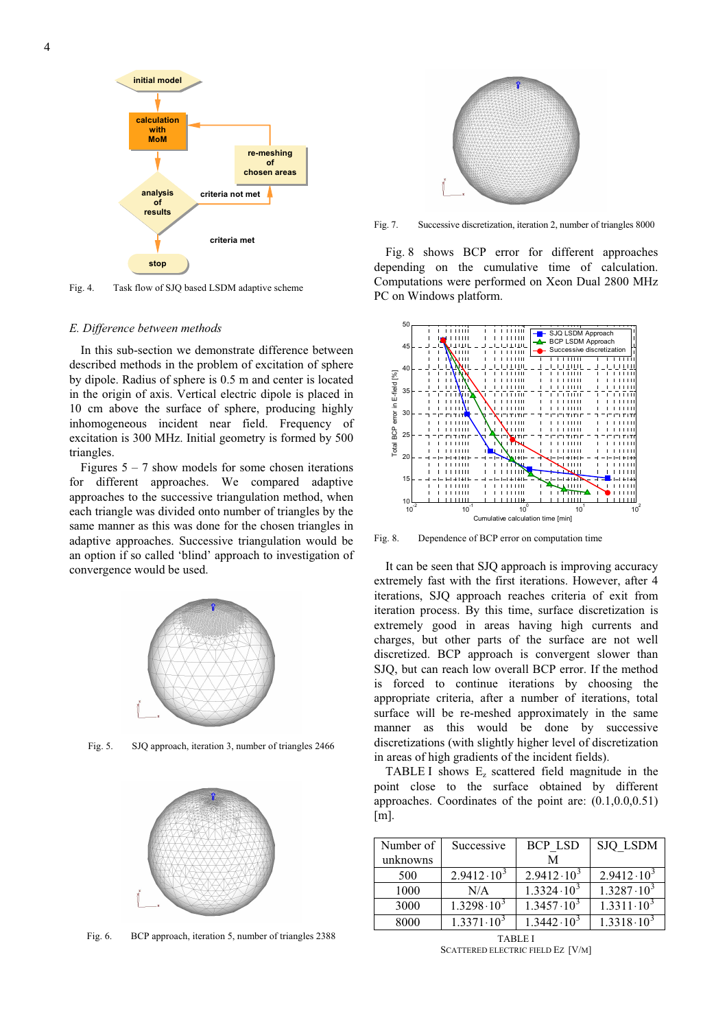Fig. 4. Task flow of SJQ based LSDM adaptive scheme

*E. Difference between methods*

In this sub-section we demonstrate difference between described methods in the problem of excitation of sphere by dipole. Radius of sphere is 0.5 m and center is located in the origin of axis. Vertical electric dipole is placed in 10 cm above the surface of sphere, producing highly inhomogeneous incident near field. Frequency of excitation is 300 MHz. Initial geometry is formed by 500 triangles.

Figures 5 – 7 show models for some chosen iterations for different approaches. We compared adaptive approaches to the successive triangulation method, when each triangle was divided onto number of triangles by the same manner as this was done for the chosen triangles in adaptive approaches. Successive triangulation would be an option if so called 'blind' approach to investigation of convergence would be used.

Fig. 5. SJQ approach, iteration 3, number of triangles 2466

Fig. 6. BCP approach, iteration 5, number of triangles 2388

Fig. 7. Successive discretization, iteration 2, number of triangles 8000

Fig. 8 shows BCP error for different approaches depending on the cumulative time of calculation. Computations were performed on Xeon Dual 2800 MHz PC on Windows platform.

Fig. 8. Dependence of BCP error on computation time

It can be seen that SJQ approach is improving accuracy extremely fast with the first iterations. However, after 4 iterations, SJQ approach reaches criteria of exit from iteration process. By this time, surface discretization is extremely good in areas having high currents and charges, but other parts of the surface are not well discretized. BCP approach is convergent slower than SJQ, but can reach low overall BCP error. If the method is forced to continue iterations by choosing the appropriate criteria, after a number of iterations, total surface will be re-meshed approximately in the same manner as this would be done by successive discretizations (with slightly higher level of discretization in areas of high gradients of the incident fields).

TABLE I shows $E_z$ scattered field magnitude in the point close to the surface obtained by different approaches. Coordinates of the point are: (0.1,0.0,0.51) [m].

| Number of unknowns | Successive | BCP_LSDM | SJQ_LSDM |
|---|---|---|---|
| 500 | $2.9412 \cdot 10^3$ | $2.9412 \cdot 10^3$ | $2.9412 \cdot 10^3$ |
| 1000 | N/A | $1.3324 \cdot 10^3$ | $1.3287 \cdot 10^3$ |
| 3000 | $1.3298 \cdot 10^3$ | $1.3457 \cdot 10^3$ | $1.3311 \cdot 10^3$ |
| 8000 | $1.3371 \cdot 10^3$ | $1.3442 \cdot 10^3$ | $1.3318 \cdot 10^3$ |

TABLE I
SCATTERED ELECTRIC FIELD EZ [V/M]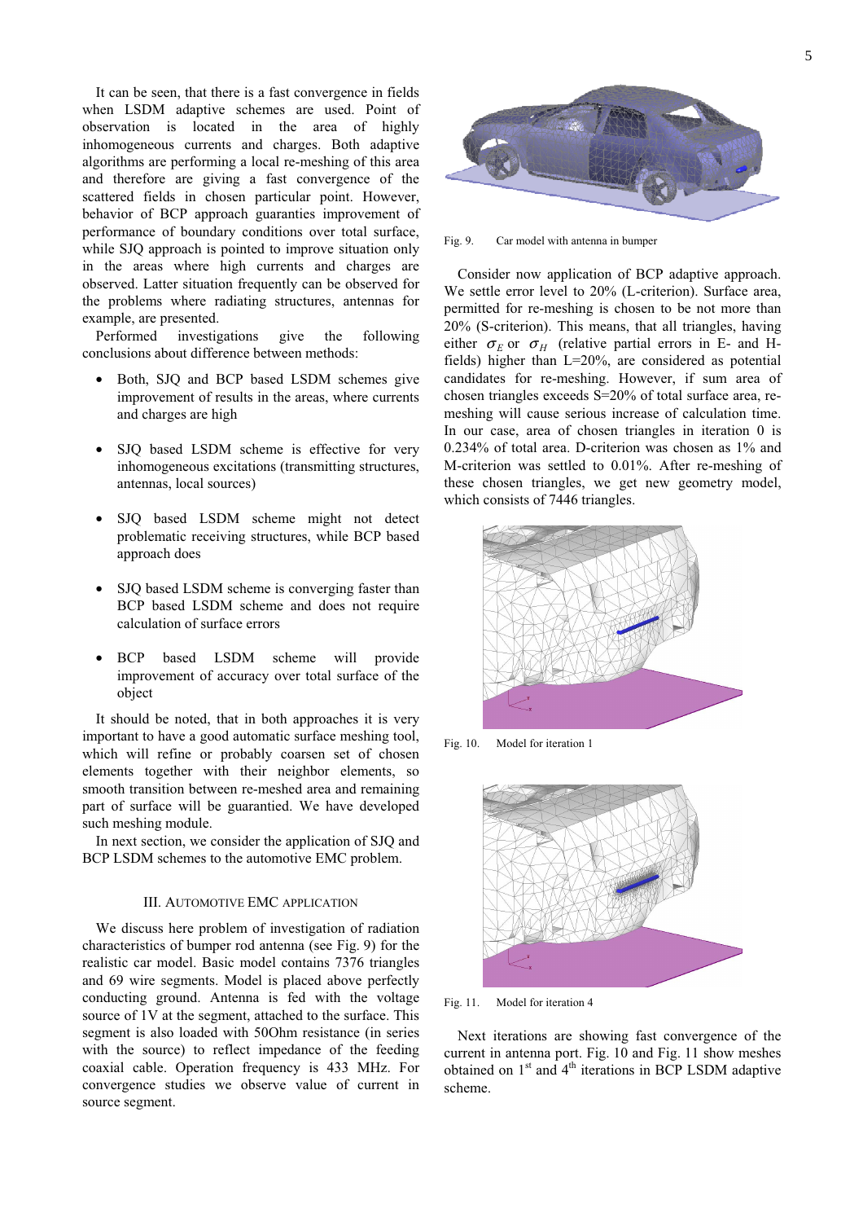It can be seen, that there is a fast convergence in fields when LSDM adaptive schemes are used. Point of observation is located in the area of highly inhomogeneous currents and charges. Both adaptive algorithms are performing a local re-meshing of this area and therefore are giving a fast convergence of the scattered fields in chosen particular point. However, behavior of BCP approach guaranties improvement of performance of boundary conditions over total surface, while SJQ approach is pointed to improve situation only in the areas where high currents and charges are observed. Latter situation frequently can be observed for the problems where radiating structures, antennas for example, are presented.

Performed investigations give the following conclusions about difference between methods:

- Both, SJQ and BCP based LSDM schemes give improvement of results in the areas, where currents and charges are high
- SJQ based LSDM scheme is effective for very inhomogeneous excitations (transmitting structures, antennas, local sources)
- SJQ based LSDM scheme might not detect problematic receiving structures, while BCP based approach does
- SJQ based LSDM scheme is converging faster than BCP based LSDM scheme and does not require calculation of surface errors
- BCP based LSDM scheme will provide improvement of accuracy over total surface of the object

It should be noted, that in both approaches it is very important to have a good automatic surface meshing tool, which will refine or probably coarsen set of chosen elements together with their neighbor elements, so smooth transition between re-meshed area and remaining part of surface will be guarantied. We have developed such meshing module.

In next section, we consider the application of SJQ and BCP LSDM schemes to the automotive EMC problem.

## III. Automotive EMC Application

We discuss here problem of investigation of radiation characteristics of bumper rod antenna (see Fig. 9) for the realistic car model. Basic model contains 7376 triangles and 69 wire segments. Model is placed above perfectly conducting ground. Antenna is fed with the voltage source of 1V at the segment, attached to the surface. This segment is also loaded with 50Ohm resistance (in series with the source) to reflect impedance of the feeding coaxial cable. Operation frequency is 433 MHz. For convergence studies we observe value of current in source segment.

Fig. 9. Car model with antenna in bumper

Consider now application of BCP adaptive approach. We settle error level to 20% (L-criterion). Surface area, permitted for re-meshing is chosen to be not more than 20% (S-criterion). This means, that all triangles, having either $\sigma_E$ or $\sigma_H$ (relative partial errors in E- and H-fields) higher than L=20%, are considered as potential candidates for re-meshing. However, if sum area of chosen triangles exceeds S=20% of total surface area, re-meshing will cause serious increase of calculation time. In our case, area of chosen triangles in iteration 0 is 0.234% of total area. D-criterion was chosen as 1% and M-criterion was settled to 0.01%. After re-meshing of these chosen triangles, we get new geometry model, which consists of 7446 triangles.

Fig. 10. Model for iteration 1

Fig. 11. Model for iteration 4

Next iterations are showing fast convergence of the current in antenna port. Fig. 10 and Fig. 11 show meshes obtained on 1st and 4th iterations in BCP LSDM adaptive scheme.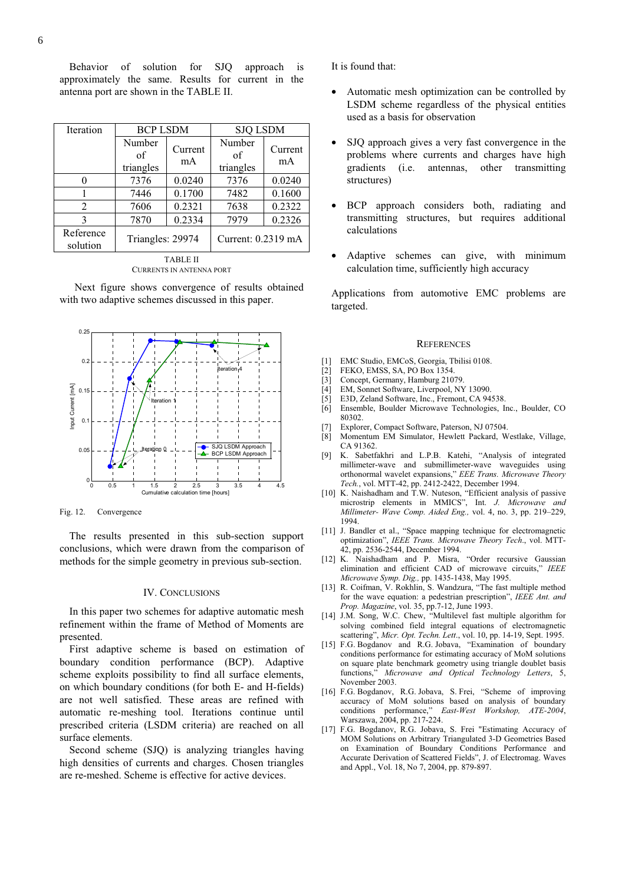Behavior of solution for SJQ approach is approximately the same. Results for current in the antenna port are shown in the TABLE II.

| Iteration | BCP LSDM | | SJQ LSDM | |
|---|---|---|---|---|
| | Number of triangles | Current mA | Number of triangles | Current mA |
| 0 | 7376 | 0.0240 | 7376 | 0.0240 |
| 1 | 7446 | 0.1700 | 7482 | 0.1600 |
| 2 | 7606 | 0.2321 | 7638 | 0.2322 |
| 3 | 7870 | 0.2334 | 7979 | 0.2326 |
| Reference solution | Triangles: 29974 | | Current: 0.2319 mA | |

TABLE II
CURRENTS IN ANTENNA PORT

Next figure shows convergence of results obtained with two adaptive schemes discussed in this paper.

0.25
0.2
0.15
0.1
0.05
0
0 0.5 1 1.5 2 2.5 3 3.5 4 4.5
Input Current [mA]
Cumulative calculation time [hours]
Iteration 4
Iteration 1
Iteration 0
SJQ LSDM Approach
BCP LSDM Approach

Fig. 12. Convergence

The results presented in this sub-section support conclusions, which were drawn from the comparison of methods for the simple geometry in previous sub-section.

## IV. CONCLUSIONS

In this paper two schemes for adaptive automatic mesh refinement within the frame of Method of Moments are presented.

First adaptive scheme is based on estimation of boundary condition performance (BCP). Adaptive scheme exploits possibility to find all surface elements, on which boundary conditions (for both E- and H-fields) are not well satisfied. These areas are refined with automatic re-meshing tool. Iterations continue until prescribed criteria (LSDM criteria) are reached on all surface elements.

Second scheme (SJQ) is analyzing triangles having high densities of currents and charges. Chosen triangles are re-meshed. Scheme is effective for active devices.

It is found that:

- Automatic mesh optimization can be controlled by LSDM scheme regardless of the physical entities used as a basis for observation
- SJQ approach gives a very fast convergence in the problems where currents and charges have high gradients (i.e. antennas, other transmitting structures)
- BCP approach considers both, radiating and transmitting structures, but requires additional calculations
- Adaptive schemes can give, with minimum calculation time, sufficiently high accuracy

Applications from automotive EMC problems are targeted.

## REFERENCES

[1] EMC Studio, EMCoS, Georgia, Tbilisi 0108.
[2] FEKO, EMSS, SA, PO Box 1354.
[3] Concept, Germany, Hamburg 21079.
[4] EM, Sonnet Software, Liverpool, NY 13090.
[5] E3D, Zeland Software, Inc., Fremont, CA 94538.
[6] Ensemble, Boulder Microwave Technologies, Inc., Boulder, CO 80302.
[7] Explorer, Compact Software, Paterson, NJ 07504.
[8] Momentum EM Simulator, Hewlett Packard, Westlake, Village, CA 91362.
[9] K. Sabetfakhri and L.P.B. Katehi, "Analysis of integrated millimeter-wave and submillimeter-wave waveguides using orthonormal wavelet expansions," *EEE Trans. Microwave Theory Tech.*, vol. MTT-42, pp. 2412-2422, December 1994.
[10] K. Naishadham and T.W. Nuteson, "Efficient analysis of passive microstrip elements in MMICS", Int. *J. Microwave and Millimeter- Wave Comp. Aided Eng.*, vol. 4, no. 3, pp. 219–229, 1994.
[11] J. Bandler et al., "Space mapping technique for electromagnetic optimization", *IEEE Trans. Microwave Theory Tech.*, vol. MTT-42, pp. 2536-2544, December 1994.
[12] K. Naishadham and P. Misra, "Order recursive Gaussian elimination and efficient CAD of microwave circuits," *IEEE Microwave Symp. Dig.*, pp. 1435-1438, May 1995.
[13] R. Coifman, V. Rokhlin, S. Wandzura, "The fast multiple method for the wave equation: a pedestrian prescription", *IEEE Ant. and Prop. Magazine*, vol. 35, pp.7-12, June 1993.
[14] J.M. Song, W.C. Chew, "Multilevel fast multiple algorithm for solving combined field integral equations of electromagnetic scattering", *Micr. Opt. Techn. Lett.*, vol. 10, pp. 14-19, Sept. 1995.
[15] F.G. Bogdanov and R.G. Jobava, "Examination of boundary conditions performance for estimating accuracy of MoM solutions on square plate benchmark geometry using triangle doublet basis functions," *Microwave and Optical Technology Letters*, 5, November 2003.
[16] F.G. Bogdanov, R.G. Jobava, S. Frei, "Scheme of improving accuracy of MoM solutions based on analysis of boundary conditions performance," *East-West Workshop, ATE-2004*, Warszawa, 2004, pp. 217-224.
[17] F.G. Bogdanov, R.G. Jobava, S. Frei "Estimating Accuracy of MOM Solutions on Arbitrary Triangulated 3-D Geometries Based on Examination of Boundary Conditions Performance and Accurate Derivation of Scattered Fields", J. of Electromag. Waves and Appl., Vol. 18, No 7, 2004, pp. 879-897.